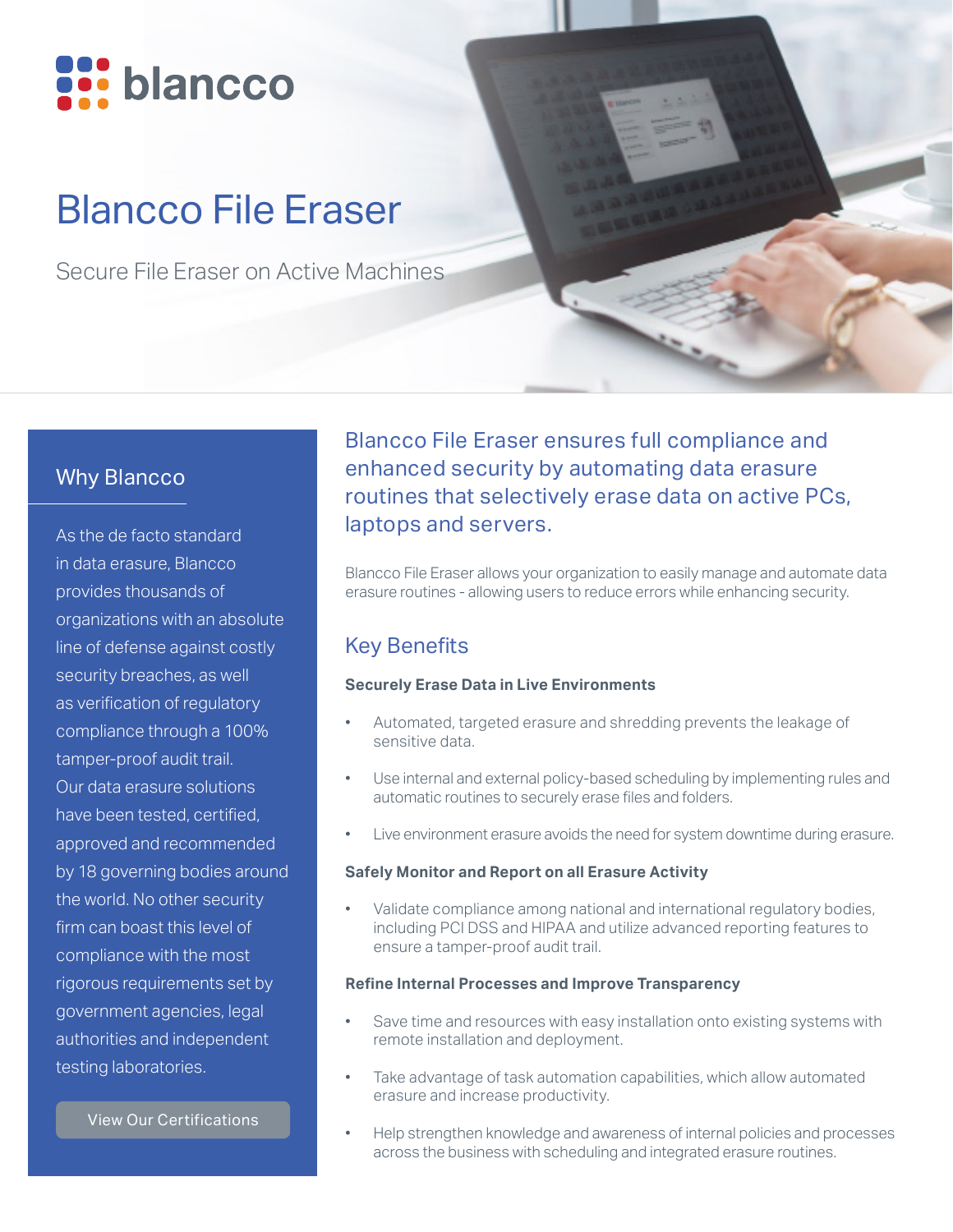blancco

# Blancco File Eraser

Secure File Eraser on Active Machines

## Why Blancco

As the de facto standard in data erasure, Blancco provides thousands of organizations with an absolute line of defense against costly security breaches, as well as verification of regulatory compliance through a 100% tamper-proof audit trail. Our data erasure solutions have been tested, certified, approved and recommended by 18 governing bodies around the world. No other security firm can boast this level of compliance with the most rigorous requirements set by government agencies, legal authorities and independent testing laboratories.

View Our Certifications

### Blancco File Eraser ensures full compliance and enhanced security by automating data erasure routines that selectively erase data on active PCs, laptops and servers.

Blancco File Eraser allows your organization to easily manage and automate data erasure routines - allowing users to reduce errors while enhancing security.

## Key Benefits

**Securely Erase Data in Live Environments**

- Automated, targeted erasure and shredding prevents the leakage of sensitive data.
- Use internal and external policy-based scheduling by implementing rules and automatic routines to securely erase files and folders.
- Live environment erasure avoids the need for system downtime during erasure.

**Safely Monitor and Report on all Erasure Activity**

- Validate compliance among national and international regulatory bodies, including PCI DSS and HIPAA and utilize advanced reporting features to ensure a tamper-proof audit trail.

**Refine Internal Processes and Improve Transparency**

- Save time and resources with easy installation onto existing systems with remote installation and deployment.
- Take advantage of task automation capabilities, which allow automated erasure and increase productivity.
- Help strengthen knowledge and awareness of internal policies and processes across the business with scheduling and integrated erasure routines.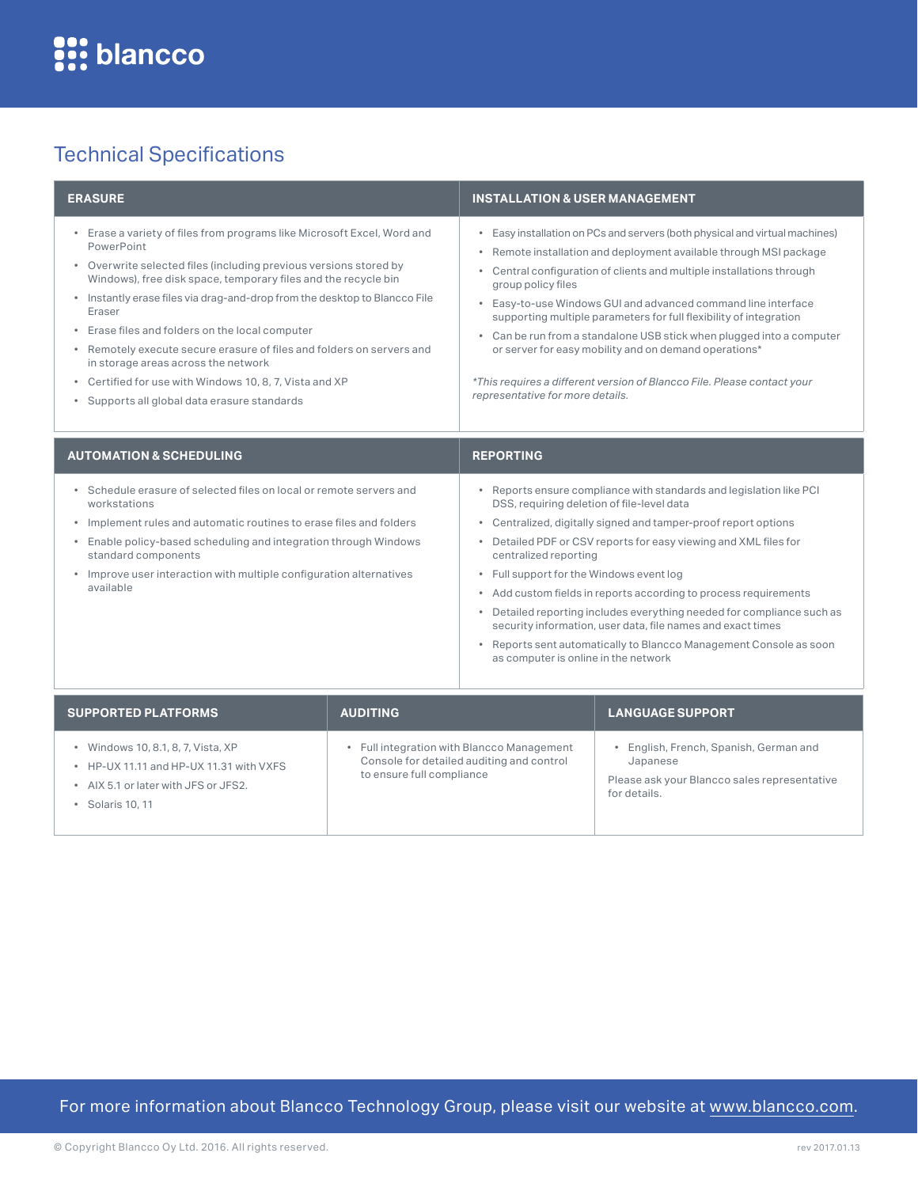## Technical Specifications

### ERASURE

- Erase a variety of files from programs like Microsoft Excel, Word and PowerPoint
- Overwrite selected files (including previous versions stored by Windows), free disk space, temporary files and the recycle bin
- Instantly erase files via drag-and-drop from the desktop to Blancco File Eraser
- Erase files and folders on the local computer
- Remotely execute secure erasure of files and folders on servers and in storage areas across the network
- Certified for use with Windows 10, 8, 7, Vista and XP
- Supports all global data erasure standards

### INSTALLATION & USER MANAGEMENT

- Easy installation on PCs and servers (both physical and virtual machines)
- Remote installation and deployment available through MSI package
- Central configuration of clients and multiple installations through group policy files
- Easy-to-use Windows GUI and advanced command line interface supporting multiple parameters for full flexibility of integration
- Can be run from a standalone USB stick when plugged into a computer or server for easy mobility and on demand operations*

*\*This requires a different version of Blancco File. Please contact your representative for more details.*

### AUTOMATION & SCHEDULING

- Schedule erasure of selected files on local or remote servers and workstations
- Implement rules and automatic routines to erase files and folders
- Enable policy-based scheduling and integration through Windows standard components
- Improve user interaction with multiple configuration alternatives available

### REPORTING

- Reports ensure compliance with standards and legislation like PCI DSS, requiring deletion of file-level data
- Centralized, digitally signed and tamper-proof report options
- Detailed PDF or CSV reports for easy viewing and XML files for centralized reporting
- Full support for the Windows event log
- Add custom fields in reports according to process requirements
- Detailed reporting includes everything needed for compliance such as security information, user data, file names and exact times
- Reports sent automatically to Blancco Management Console as soon as computer is online in the network

### SUPPORTED PLATFORMS

- Windows 10, 8.1, 8, 7, Vista, XP
- HP-UX 11.11 and HP-UX 11.31 with VXFS
- AIX 5.1 or later with JFS or JFS2.
- Solaris 10, 11

### AUDITING

- Full integration with Blancco Management Console for detailed auditing and control to ensure full compliance

### LANGUAGE SUPPORT

- English, French, Spanish, German and Japanese

Please ask your Blancco sales representative for details.

For more information about Blancco Technology Group, please visit our website at www.blancco.com.

© Copyright Blancco Oy Ltd. 2016. All rights reserved.

rev 2017.01.13